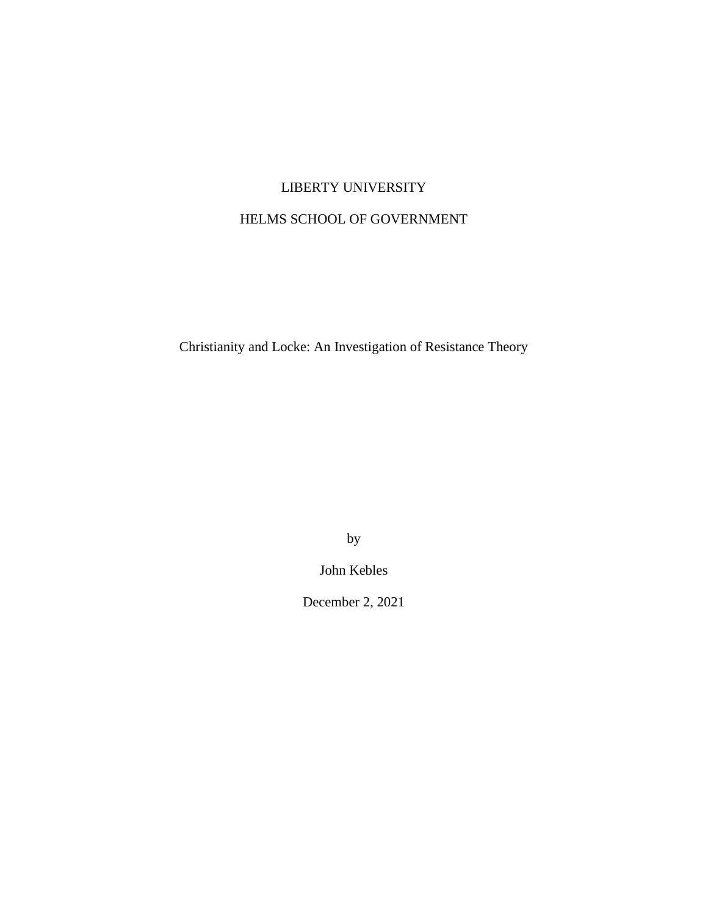LIBERTY UNIVERSITY

HELMS SCHOOL OF GOVERNMENT

# Christianity and Locke: An Investigation of Resistance Theory

by

John Kebles

December 2, 2021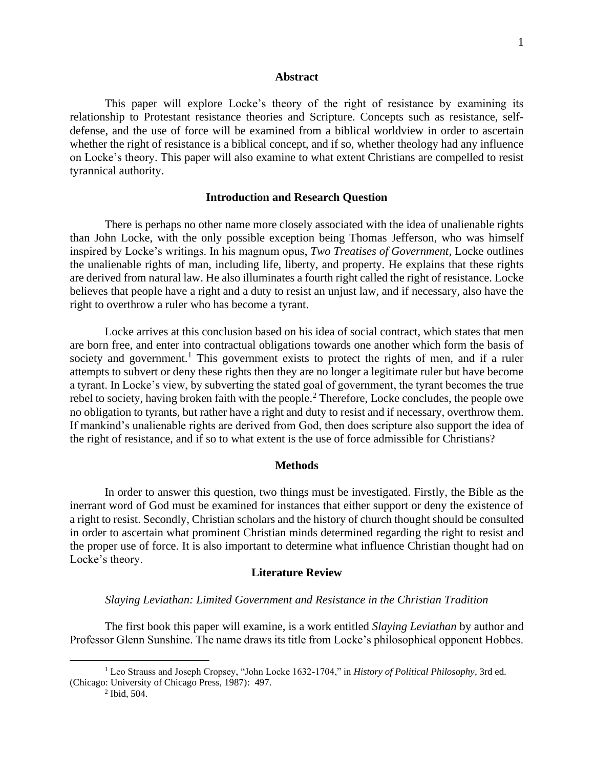## Abstract

This paper will explore Locke's theory of the right of resistance by examining its relationship to Protestant resistance theories and Scripture. Concepts such as resistance, self-defense, and the use of force will be examined from a biblical worldview in order to ascertain whether the right of resistance is a biblical concept, and if so, whether theology had any influence on Locke's theory. This paper will also examine to what extent Christians are compelled to resist tyrannical authority.

## Introduction and Research Question

There is perhaps no other name more closely associated with the idea of unalienable rights than John Locke, with the only possible exception being Thomas Jefferson, who was himself inspired by Locke's writings. In his magnum opus, *Two Treatises of Government,* Locke outlines the unalienable rights of man, including life, liberty, and property. He explains that these rights are derived from natural law. He also illuminates a fourth right called the right of resistance. Locke believes that people have a right and a duty to resist an unjust law, and if necessary, also have the right to overthrow a ruler who has become a tyrant.

Locke arrives at this conclusion based on his idea of social contract, which states that men are born free, and enter into contractual obligations towards one another which form the basis of society and government.[1] This government exists to protect the rights of men, and if a ruler attempts to subvert or deny these rights then they are no longer a legitimate ruler but have become a tyrant. In Locke's view, by subverting the stated goal of government, the tyrant becomes the true rebel to society, having broken faith with the people.[2] Therefore, Locke concludes, the people owe no obligation to tyrants, but rather have a right and duty to resist and if necessary, overthrow them. If mankind's unalienable rights are derived from God, then does scripture also support the idea of the right of resistance, and if so to what extent is the use of force admissible for Christians?

## Methods

In order to answer this question, two things must be investigated. Firstly, the Bible as the inerrant word of God must be examined for instances that either support or deny the existence of a right to resist. Secondly, Christian scholars and the history of church thought should be consulted in order to ascertain what prominent Christian minds determined regarding the right to resist and the proper use of force. It is also important to determine what influence Christian thought had on Locke's theory.

## Literature Review

### *Slaying Leviathan: Limited Government and Resistance in the Christian Tradition*

The first book this paper will examine, is a work entitled *Slaying Leviathan* by author and Professor Glenn Sunshine. The name draws its title from Locke's philosophical opponent Hobbes.

---

[1] Leo Strauss and Joseph Cropsey, "John Locke 1632-1704," in *History of Political Philosophy*, 3rd ed. (Chicago: University of Chicago Press, 1987): 497.

[2] Ibid, 504.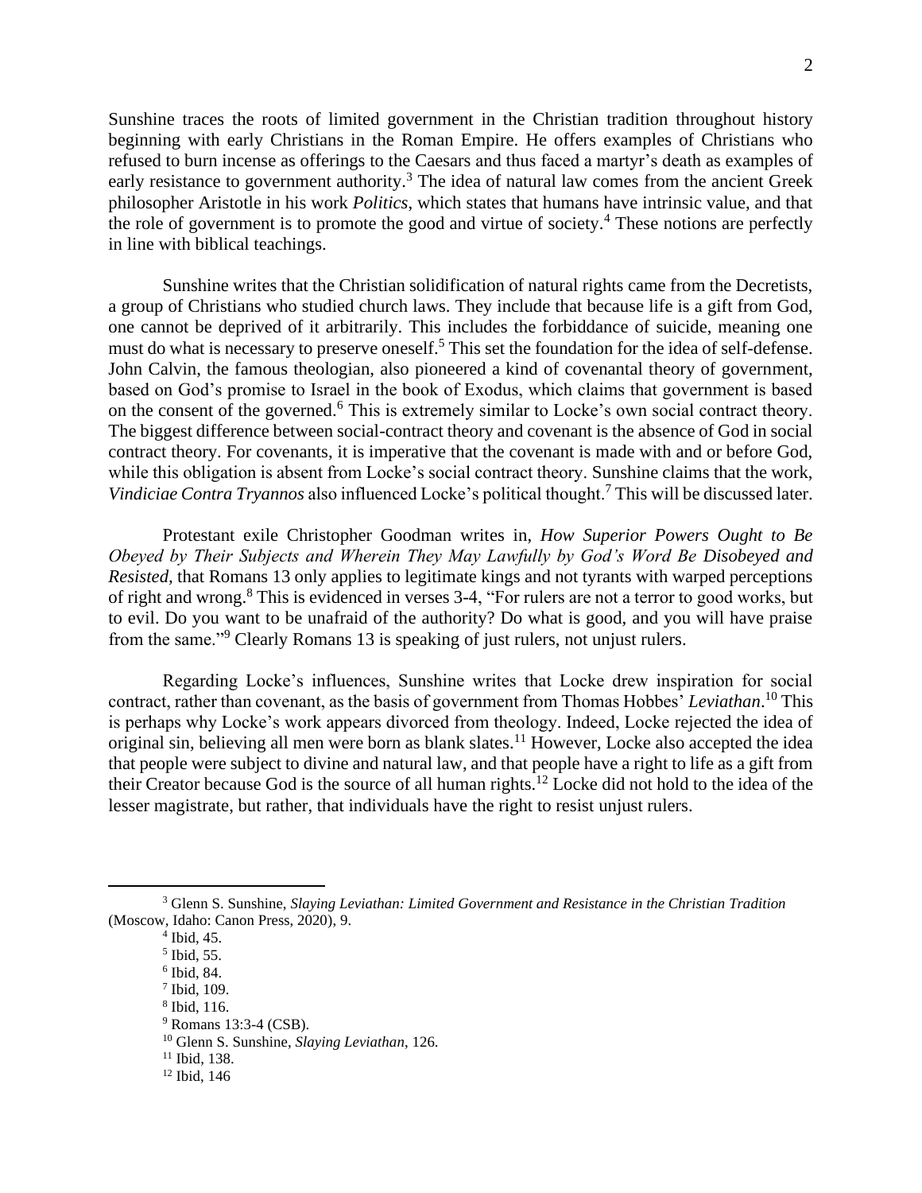Sunshine traces the roots of limited government in the Christian tradition throughout history beginning with early Christians in the Roman Empire. He offers examples of Christians who refused to burn incense as offerings to the Caesars and thus faced a martyr's death as examples of early resistance to government authority.[3] The idea of natural law comes from the ancient Greek philosopher Aristotle in his work *Politics*, which states that humans have intrinsic value, and that the role of government is to promote the good and virtue of society.[4] These notions are perfectly in line with biblical teachings.

Sunshine writes that the Christian solidification of natural rights came from the Decretists, a group of Christians who studied church laws. They include that because life is a gift from God, one cannot be deprived of it arbitrarily. This includes the forbiddance of suicide, meaning one must do what is necessary to preserve oneself.[5] This set the foundation for the idea of self-defense. John Calvin, the famous theologian, also pioneered a kind of covenantal theory of government, based on God's promise to Israel in the book of Exodus, which claims that government is based on the consent of the governed.[6] This is extremely similar to Locke's own social contract theory. The biggest difference between social-contract theory and covenant is the absence of God in social contract theory. For covenants, it is imperative that the covenant is made with and or before God, while this obligation is absent from Locke's social contract theory. Sunshine claims that the work, *Vindiciae Contra Tryannos* also influenced Locke's political thought.[7] This will be discussed later.

Protestant exile Christopher Goodman writes in, *How Superior Powers Ought to Be Obeyed by Their Subjects and Wherein They May Lawfully by God's Word Be Disobeyed and Resisted*, that Romans 13 only applies to legitimate kings and not tyrants with warped perceptions of right and wrong.[8] This is evidenced in verses 3-4, "For rulers are not a terror to good works, but to evil. Do you want to be unafraid of the authority? Do what is good, and you will have praise from the same."[9] Clearly Romans 13 is speaking of just rulers, not unjust rulers.

Regarding Locke's influences, Sunshine writes that Locke drew inspiration for social contract, rather than covenant, as the basis of government from Thomas Hobbes' *Leviathan*.[10] This is perhaps why Locke's work appears divorced from theology. Indeed, Locke rejected the idea of original sin, believing all men were born as blank slates.[11] However, Locke also accepted the idea that people were subject to divine and natural law, and that people have a right to life as a gift from their Creator because God is the source of all human rights.[12] Locke did not hold to the idea of the lesser magistrate, but rather, that individuals have the right to resist unjust rulers.

---

[3] Glenn S. Sunshine, *Slaying Leviathan: Limited Government and Resistance in the Christian Tradition* (Moscow, Idaho: Canon Press, 2020), 9.

[4] Ibid, 45.

[5] Ibid, 55.

[6] Ibid, 84.

[7] Ibid, 109.

[8] Ibid, 116.

[9] Romans 13:3-4 (CSB).

[10] Glenn S. Sunshine, *Slaying Leviathan*, 126.

[11] Ibid, 138.

[12] Ibid, 146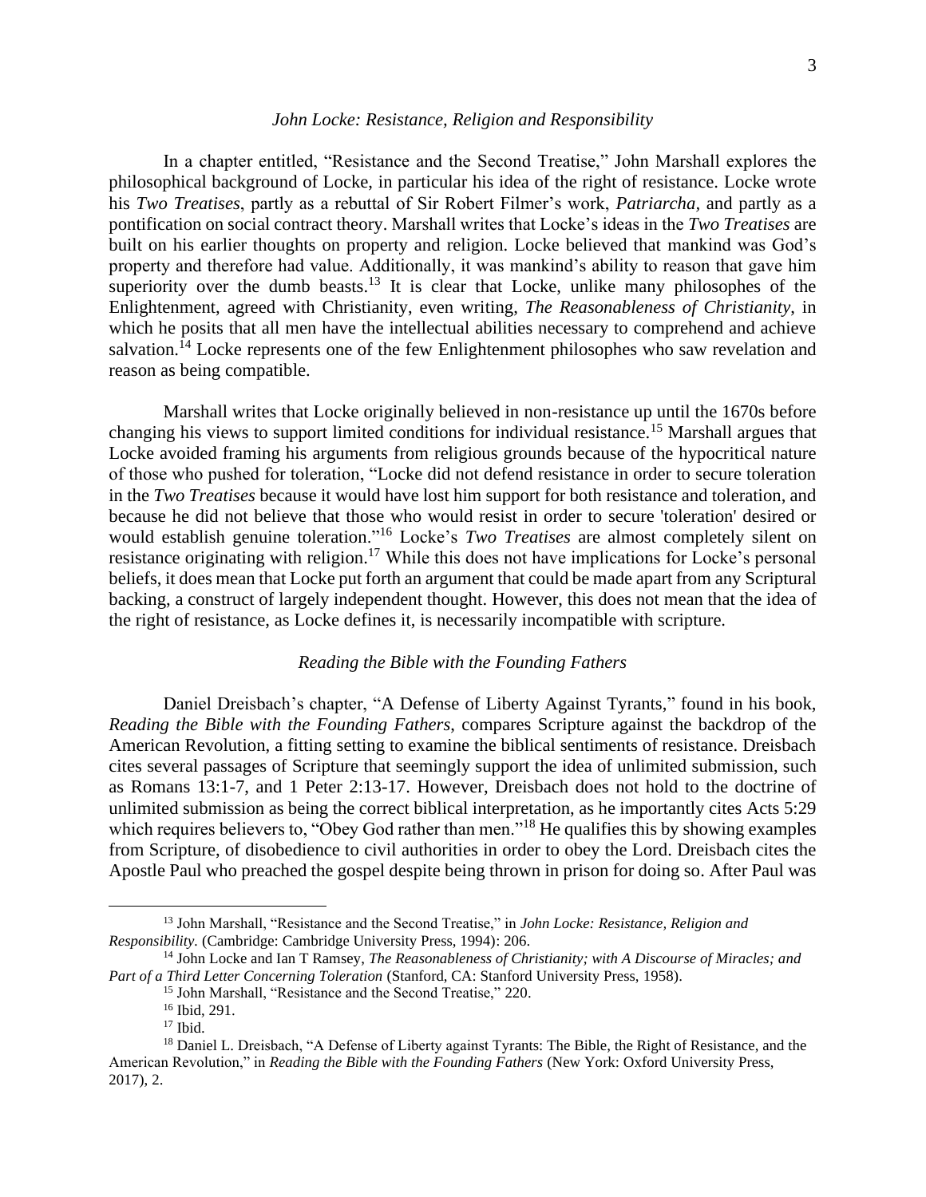### *John Locke: Resistance, Religion and Responsibility*

In a chapter entitled, "Resistance and the Second Treatise," John Marshall explores the philosophical background of Locke, in particular his idea of the right of resistance. Locke wrote his *Two Treatises*, partly as a rebuttal of Sir Robert Filmer's work, *Patriarcha*, and partly as a pontification on social contract theory. Marshall writes that Locke's ideas in the *Two Treatises* are built on his earlier thoughts on property and religion. Locke believed that mankind was God's property and therefore had value. Additionally, it was mankind's ability to reason that gave him superiority over the dumb beasts.[13] It is clear that Locke, unlike many philosophes of the Enlightenment, agreed with Christianity, even writing, *The Reasonableness of Christianity*, in which he posits that all men have the intellectual abilities necessary to comprehend and achieve salvation.[14] Locke represents one of the few Enlightenment philosophes who saw revelation and reason as being compatible.

Marshall writes that Locke originally believed in non-resistance up until the 1670s before changing his views to support limited conditions for individual resistance.[15] Marshall argues that Locke avoided framing his arguments from religious grounds because of the hypocritical nature of those who pushed for toleration, "Locke did not defend resistance in order to secure toleration in the *Two Treatises* because it would have lost him support for both resistance and toleration, and because he did not believe that those who would resist in order to secure 'toleration' desired or would establish genuine toleration."[16] Locke's *Two Treatises* are almost completely silent on resistance originating with religion.[17] While this does not have implications for Locke's personal beliefs, it does mean that Locke put forth an argument that could be made apart from any Scriptural backing, a construct of largely independent thought. However, this does not mean that the idea of the right of resistance, as Locke defines it, is necessarily incompatible with scripture.

### *Reading the Bible with the Founding Fathers*

Daniel Dreisbach's chapter, "A Defense of Liberty Against Tyrants," found in his book, *Reading the Bible with the Founding Fathers,* compares Scripture against the backdrop of the American Revolution, a fitting setting to examine the biblical sentiments of resistance. Dreisbach cites several passages of Scripture that seemingly support the idea of unlimited submission, such as Romans 13:1-7, and 1 Peter 2:13-17. However, Dreisbach does not hold to the doctrine of unlimited submission as being the correct biblical interpretation, as he importantly cites Acts 5:29 which requires believers to, "Obey God rather than men."[18] He qualifies this by showing examples from Scripture, of disobedience to civil authorities in order to obey the Lord. Dreisbach cites the Apostle Paul who preached the gospel despite being thrown in prison for doing so. After Paul was

---

[13] John Marshall, "Resistance and the Second Treatise," in *John Locke: Resistance, Religion and Responsibility.* (Cambridge: Cambridge University Press, 1994): 206.

[14] John Locke and Ian T Ramsey, *The Reasonableness of Christianity; with A Discourse of Miracles; and Part of a Third Letter Concerning Toleration* (Stanford, CA: Stanford University Press, 1958).

[15] John Marshall, "Resistance and the Second Treatise," 220.

[16] Ibid, 291.

[17] Ibid.

[18] Daniel L. Dreisbach, "A Defense of Liberty against Tyrants: The Bible, the Right of Resistance, and the American Revolution," in *Reading the Bible with the Founding Fathers* (New York: Oxford University Press, 2017), 2.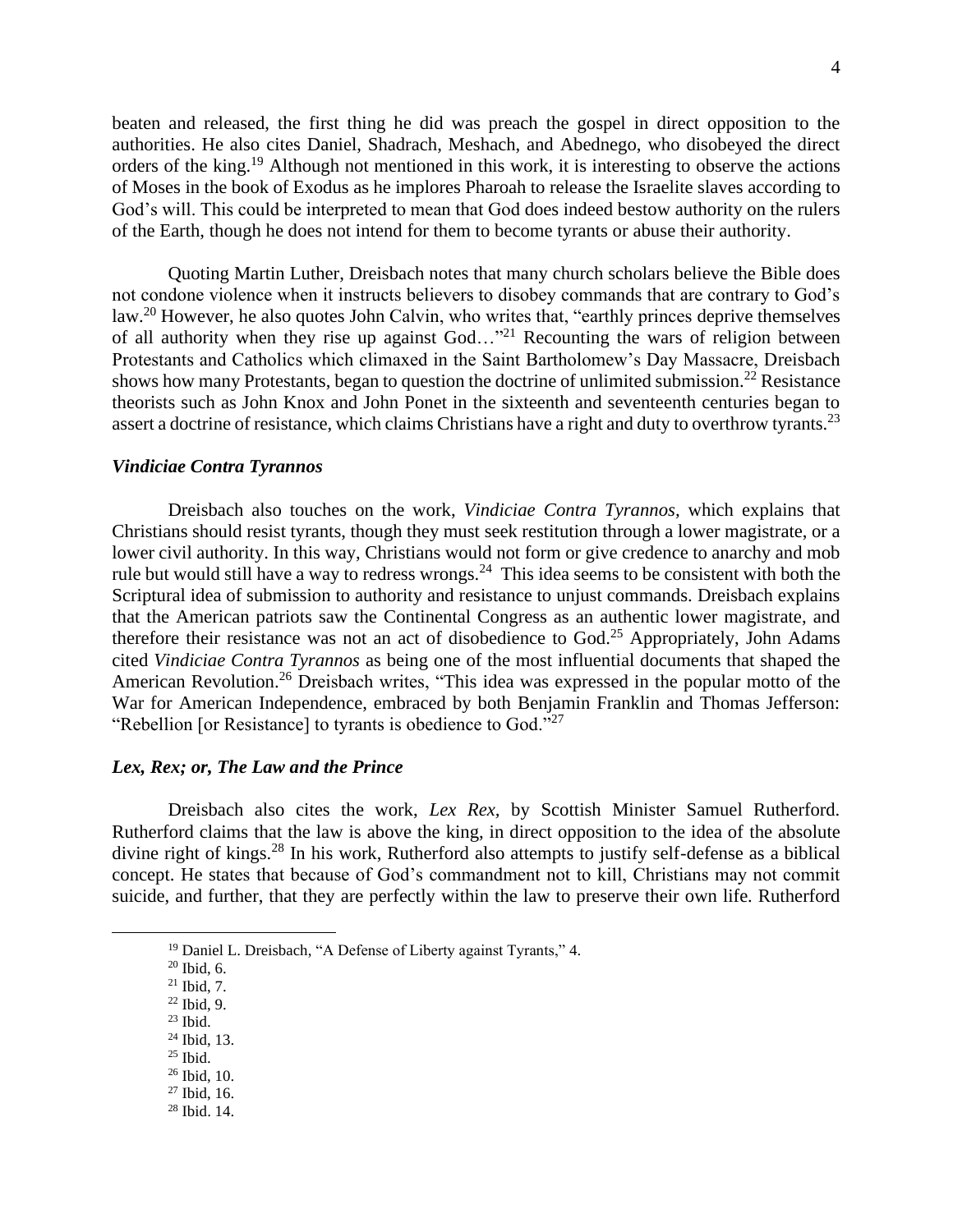beaten and released, the first thing he did was preach the gospel in direct opposition to the authorities. He also cites Daniel, Shadrach, Meshach, and Abednego, who disobeyed the direct orders of the king.[19] Although not mentioned in this work, it is interesting to observe the actions of Moses in the book of Exodus as he implores Pharoah to release the Israelite slaves according to God's will. This could be interpreted to mean that God does indeed bestow authority on the rulers of the Earth, though he does not intend for them to become tyrants or abuse their authority.

Quoting Martin Luther, Dreisbach notes that many church scholars believe the Bible does not condone violence when it instructs believers to disobey commands that are contrary to God's law.[20] However, he also quotes John Calvin, who writes that, "earthly princes deprive themselves of all authority when they rise up against God…"[21] Recounting the wars of religion between Protestants and Catholics which climaxed in the Saint Bartholomew's Day Massacre, Dreisbach shows how many Protestants, began to question the doctrine of unlimited submission.[22] Resistance theorists such as John Knox and John Ponet in the sixteenth and seventeenth centuries began to assert a doctrine of resistance, which claims Christians have a right and duty to overthrow tyrants.[23]

### *Vindiciae Contra Tyrannos*

Dreisbach also touches on the work, *Vindiciae Contra Tyrannos*, which explains that Christians should resist tyrants, though they must seek restitution through a lower magistrate, or a lower civil authority. In this way, Christians would not form or give credence to anarchy and mob rule but would still have a way to redress wrongs.[24] This idea seems to be consistent with both the Scriptural idea of submission to authority and resistance to unjust commands. Dreisbach explains that the American patriots saw the Continental Congress as an authentic lower magistrate, and therefore their resistance was not an act of disobedience to God.[25] Appropriately, John Adams cited *Vindiciae Contra Tyrannos* as being one of the most influential documents that shaped the American Revolution.[26] Dreisbach writes, "This idea was expressed in the popular motto of the War for American Independence, embraced by both Benjamin Franklin and Thomas Jefferson: "Rebellion [or Resistance] to tyrants is obedience to God."[27]

### *Lex, Rex; or, The Law and the Prince*

Dreisbach also cites the work, *Lex Rex*, by Scottish Minister Samuel Rutherford. Rutherford claims that the law is above the king, in direct opposition to the idea of the absolute divine right of kings.[28] In his work, Rutherford also attempts to justify self-defense as a biblical concept. He states that because of God's commandment not to kill, Christians may not commit suicide, and further, that they are perfectly within the law to preserve their own life. Rutherford

---

[19] Daniel L. Dreisbach, "A Defense of Liberty against Tyrants," 4.
[20] Ibid, 6.
[21] Ibid, 7.
[22] Ibid, 9.
[23] Ibid.
[24] Ibid, 13.
[25] Ibid.
[26] Ibid, 10.
[27] Ibid, 16.
[28] Ibid. 14.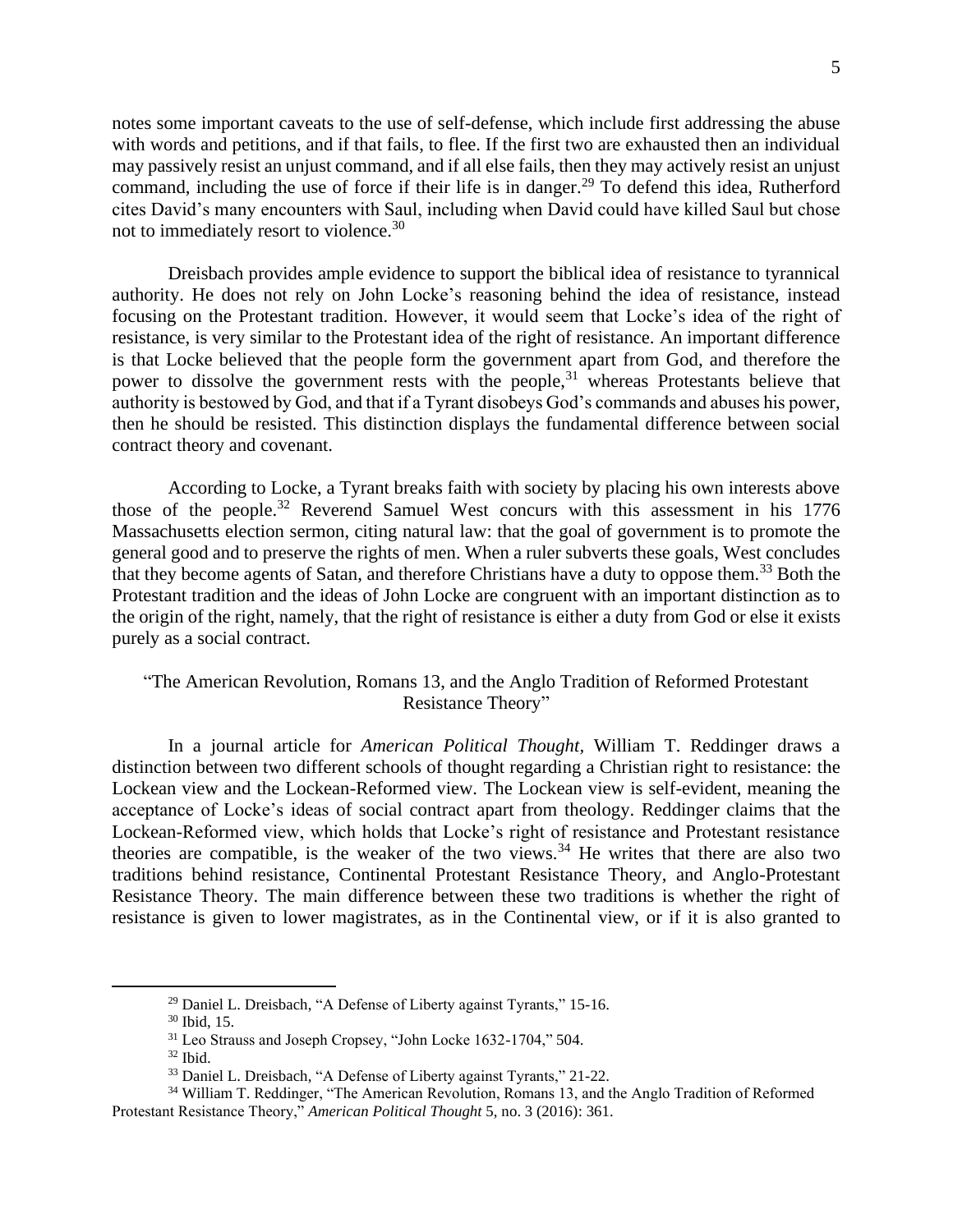notes some important caveats to the use of self-defense, which include first addressing the abuse with words and petitions, and if that fails, to flee. If the first two are exhausted then an individual may passively resist an unjust command, and if all else fails, then they may actively resist an unjust command, including the use of force if their life is in danger.[29] To defend this idea, Rutherford cites David's many encounters with Saul, including when David could have killed Saul but chose not to immediately resort to violence.[30]

Dreisbach provides ample evidence to support the biblical idea of resistance to tyrannical authority. He does not rely on John Locke's reasoning behind the idea of resistance, instead focusing on the Protestant tradition. However, it would seem that Locke's idea of the right of resistance, is very similar to the Protestant idea of the right of resistance. An important difference is that Locke believed that the people form the government apart from God, and therefore the power to dissolve the government rests with the people,[31] whereas Protestants believe that authority is bestowed by God, and that if a Tyrant disobeys God's commands and abuses his power, then he should be resisted. This distinction displays the fundamental difference between social contract theory and covenant.

According to Locke, a Tyrant breaks faith with society by placing his own interests above those of the people.[32] Reverend Samuel West concurs with this assessment in his 1776 Massachusetts election sermon, citing natural law: that the goal of government is to promote the general good and to preserve the rights of men. When a ruler subverts these goals, West concludes that they become agents of Satan, and therefore Christians have a duty to oppose them.[33] Both the Protestant tradition and the ideas of John Locke are congruent with an important distinction as to the origin of the right, namely, that the right of resistance is either a duty from God or else it exists purely as a social contract.

## "The American Revolution, Romans 13, and the Anglo Tradition of Reformed Protestant Resistance Theory"

In a journal article for *American Political Thought*, William T. Reddinger draws a distinction between two different schools of thought regarding a Christian right to resistance: the Lockean view and the Lockean-Reformed view. The Lockean view is self-evident, meaning the acceptance of Locke's ideas of social contract apart from theology. Reddinger claims that the Lockean-Reformed view, which holds that Locke's right of resistance and Protestant resistance theories are compatible, is the weaker of the two views.[34] He writes that there are also two traditions behind resistance, Continental Protestant Resistance Theory, and Anglo-Protestant Resistance Theory. The main difference between these two traditions is whether the right of resistance is given to lower magistrates, as in the Continental view, or if it is also granted to

---

[29] Daniel L. Dreisbach, "A Defense of Liberty against Tyrants," 15-16.

[30] Ibid, 15.

[31] Leo Strauss and Joseph Cropsey, "John Locke 1632-1704," 504.

[32] Ibid.

[33] Daniel L. Dreisbach, "A Defense of Liberty against Tyrants," 21-22.

[34] William T. Reddinger, "The American Revolution, Romans 13, and the Anglo Tradition of Reformed Protestant Resistance Theory," *American Political Thought* 5, no. 3 (2016): 361.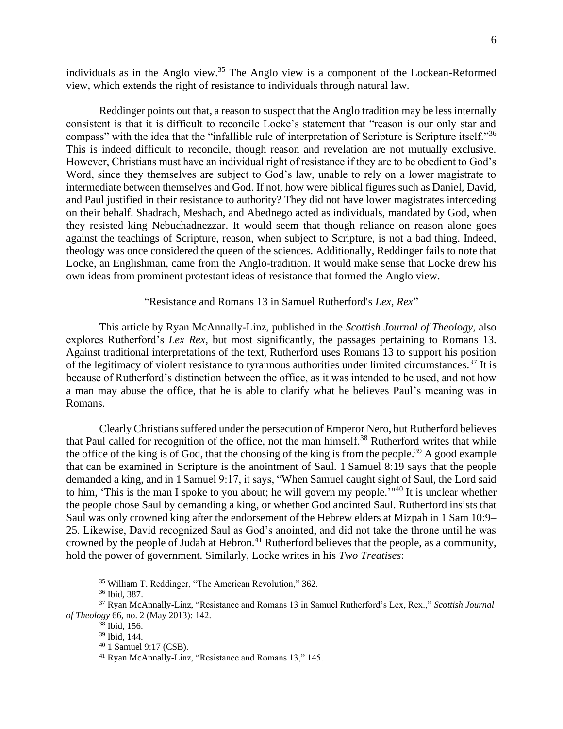individuals as in the Anglo view.[35] The Anglo view is a component of the Lockean-Reformed view, which extends the right of resistance to individuals through natural law.

Reddinger points out that, a reason to suspect that the Anglo tradition may be less internally consistent is that it is difficult to reconcile Locke's statement that "reason is our only star and compass" with the idea that the "infallible rule of interpretation of Scripture is Scripture itself."[36] This is indeed difficult to reconcile, though reason and revelation are not mutually exclusive. However, Christians must have an individual right of resistance if they are to be obedient to God's Word, since they themselves are subject to God's law, unable to rely on a lower magistrate to intermediate between themselves and God. If not, how were biblical figures such as Daniel, David, and Paul justified in their resistance to authority? They did not have lower magistrates interceding on their behalf. Shadrach, Meshach, and Abednego acted as individuals, mandated by God, when they resisted king Nebuchadnezzar. It would seem that though reliance on reason alone goes against the teachings of Scripture, reason, when subject to Scripture, is not a bad thing. Indeed, theology was once considered the queen of the sciences. Additionally, Reddinger fails to note that Locke, an Englishman, came from the Anglo-tradition. It would make sense that Locke drew his own ideas from prominent protestant ideas of resistance that formed the Anglo view.

### "Resistance and Romans 13 in Samuel Rutherford's *Lex, Rex*"

This article by Ryan McAnnally-Linz, published in the *Scottish Journal of Theology*, also explores Rutherford's *Lex Rex*, but most significantly, the passages pertaining to Romans 13. Against traditional interpretations of the text, Rutherford uses Romans 13 to support his position of the legitimacy of violent resistance to tyrannous authorities under limited circumstances.[37] It is because of Rutherford's distinction between the office, as it was intended to be used, and not how a man may abuse the office, that he is able to clarify what he believes Paul's meaning was in Romans.

Clearly Christians suffered under the persecution of Emperor Nero, but Rutherford believes that Paul called for recognition of the office, not the man himself.[38] Rutherford writes that while the office of the king is of God, that the choosing of the king is from the people.[39] A good example that can be examined in Scripture is the anointment of Saul. 1 Samuel 8:19 says that the people demanded a king, and in 1 Samuel 9:17, it says, "When Samuel caught sight of Saul, the Lord said to him, 'This is the man I spoke to you about; he will govern my people.'"[40] It is unclear whether the people chose Saul by demanding a king, or whether God anointed Saul. Rutherford insists that Saul was only crowned king after the endorsement of the Hebrew elders at Mizpah in 1 Sam 10:9–25. Likewise, David recognized Saul as God's anointed, and did not take the throne until he was crowned by the people of Judah at Hebron.[41] Rutherford believes that the people, as a community, hold the power of government. Similarly, Locke writes in his *Two Treatises*:

---

[35] William T. Reddinger, "The American Revolution," 362.

[36] Ibid, 387.

[37] Ryan McAnnally-Linz, "Resistance and Romans 13 in Samuel Rutherford's Lex, Rex.," *Scottish Journal of Theology* 66, no. 2 (May 2013): 142.

[38] Ibid, 156.

[39] Ibid, 144.

[40] 1 Samuel 9:17 (CSB).

[41] Ryan McAnnally-Linz, "Resistance and Romans 13," 145.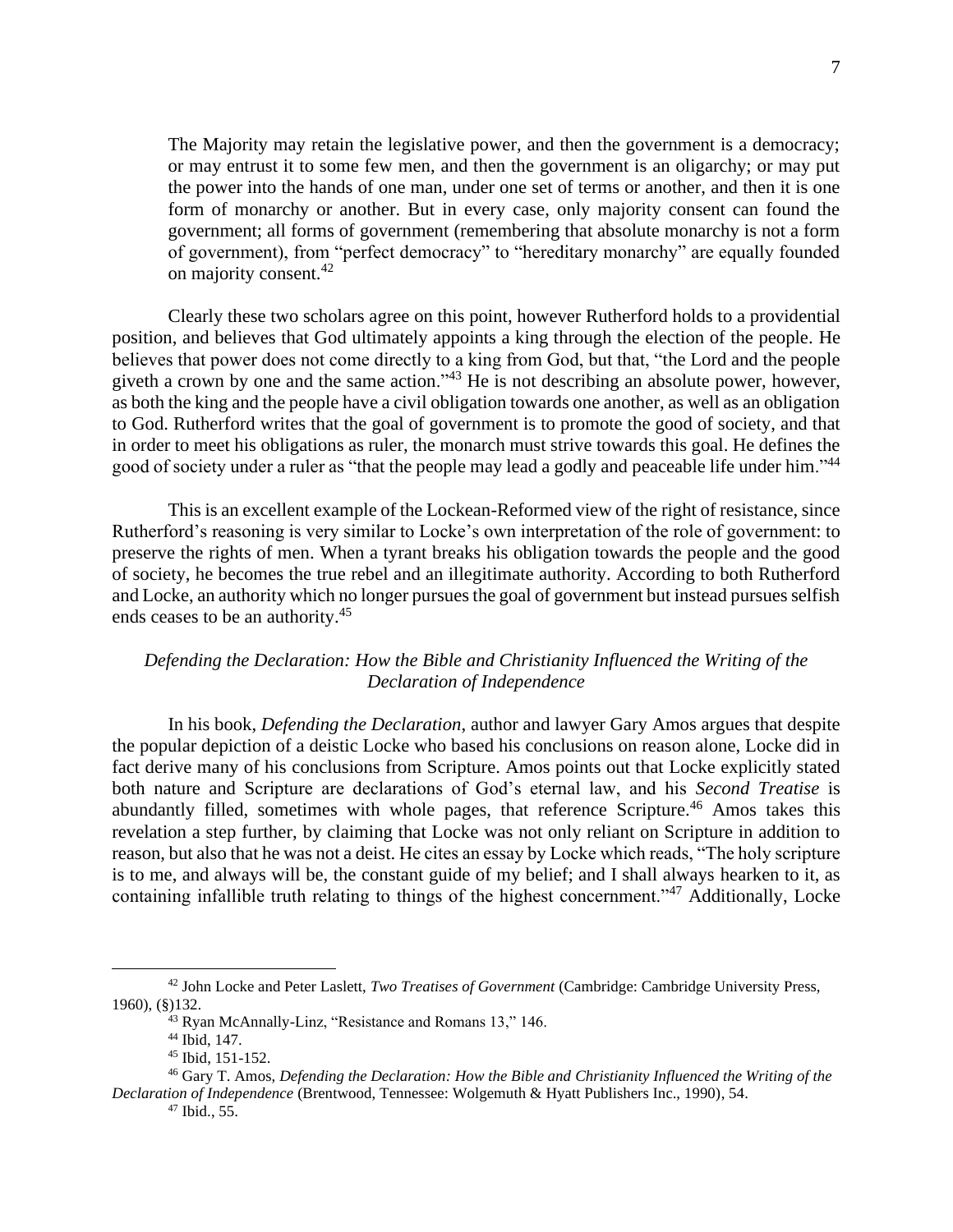> The Majority may retain the legislative power, and then the government is a democracy; or may entrust it to some few men, and then the government is an oligarchy; or may put the power into the hands of one man, under one set of terms or another, and then it is one form of monarchy or another. But in every case, only majority consent can found the government; all forms of government (remembering that absolute monarchy is not a form of government), from "perfect democracy" to "hereditary monarchy" are equally founded on majority consent.[42]

Clearly these two scholars agree on this point, however Rutherford holds to a providential position, and believes that God ultimately appoints a king through the election of the people. He believes that power does not come directly to a king from God, but that, "the Lord and the people giveth a crown by one and the same action."[43] He is not describing an absolute power, however, as both the king and the people have a civil obligation towards one another, as well as an obligation to God. Rutherford writes that the goal of government is to promote the good of society, and that in order to meet his obligations as ruler, the monarch must strive towards this goal. He defines the good of society under a ruler as "that the people may lead a godly and peaceable life under him."[44]

This is an excellent example of the Lockean-Reformed view of the right of resistance, since Rutherford's reasoning is very similar to Locke's own interpretation of the role of government: to preserve the rights of men. When a tyrant breaks his obligation towards the people and the good of society, he becomes the true rebel and an illegitimate authority. According to both Rutherford and Locke, an authority which no longer pursues the goal of government but instead pursues selfish ends ceases to be an authority.[45]

### *Defending the Declaration: How the Bible and Christianity Influenced the Writing of the Declaration of Independence*

In his book, *Defending the Declaration*, author and lawyer Gary Amos argues that despite the popular depiction of a deistic Locke who based his conclusions on reason alone, Locke did in fact derive many of his conclusions from Scripture. Amos points out that Locke explicitly stated both nature and Scripture are declarations of God's eternal law, and his *Second Treatise* is abundantly filled, sometimes with whole pages, that reference Scripture.[46] Amos takes this revelation a step further, by claiming that Locke was not only reliant on Scripture in addition to reason, but also that he was not a deist. He cites an essay by Locke which reads, "The holy scripture is to me, and always will be, the constant guide of my belief; and I shall always hearken to it, as containing infallible truth relating to things of the highest concernment."[47] Additionally, Locke

---

[42] John Locke and Peter Laslett, *Two Treatises of Government* (Cambridge: Cambridge University Press, 1960), (§)132.

[43] Ryan McAnnally-Linz, "Resistance and Romans 13," 146.

[44] Ibid, 147.

[45] Ibid, 151-152.

[46] Gary T. Amos, *Defending the Declaration: How the Bible and Christianity Influenced the Writing of the Declaration of Independence* (Brentwood, Tennessee: Wolgemuth & Hyatt Publishers Inc., 1990), 54.

[47] Ibid., 55.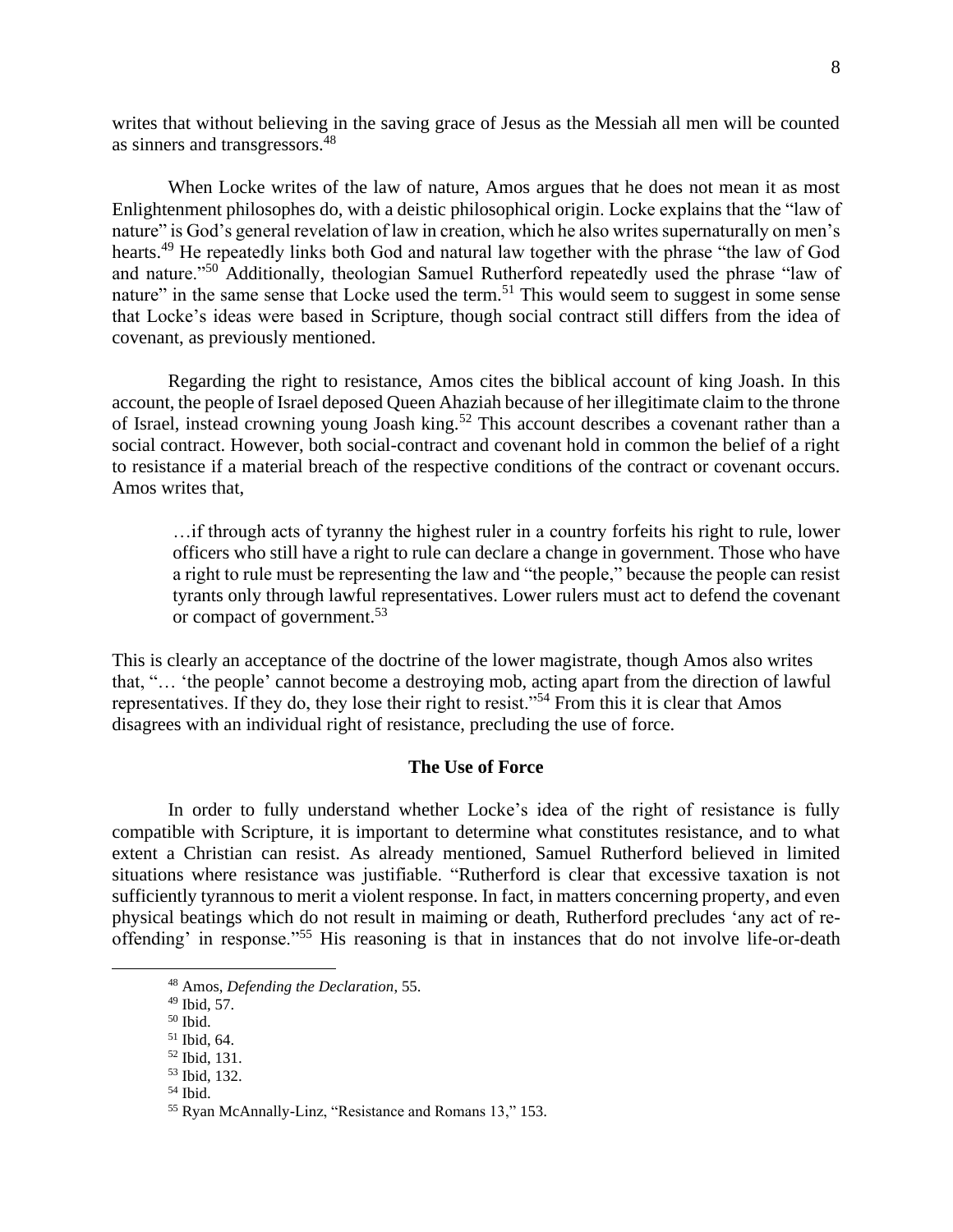writes that without believing in the saving grace of Jesus as the Messiah all men will be counted as sinners and transgressors.[48]

When Locke writes of the law of nature, Amos argues that he does not mean it as most Enlightenment philosophes do, with a deistic philosophical origin. Locke explains that the "law of nature" is God's general revelation of law in creation, which he also writes supernaturally on men's hearts.[49] He repeatedly links both God and natural law together with the phrase "the law of God and nature."[50] Additionally, theologian Samuel Rutherford repeatedly used the phrase "law of nature" in the same sense that Locke used the term.[51] This would seem to suggest in some sense that Locke's ideas were based in Scripture, though social contract still differs from the idea of covenant, as previously mentioned.

Regarding the right to resistance, Amos cites the biblical account of king Joash. In this account, the people of Israel deposed Queen Ahaziah because of her illegitimate claim to the throne of Israel, instead crowning young Joash king.[52] This account describes a covenant rather than a social contract. However, both social-contract and covenant hold in common the belief of a right to resistance if a material breach of the respective conditions of the contract or covenant occurs. Amos writes that,

> …if through acts of tyranny the highest ruler in a country forfeits his right to rule, lower officers who still have a right to rule can declare a change in government. Those who have a right to rule must be representing the law and "the people," because the people can resist tyrants only through lawful representatives. Lower rulers must act to defend the covenant or compact of government.[53]

This is clearly an acceptance of the doctrine of the lower magistrate, though Amos also writes that, "… 'the people' cannot become a destroying mob, acting apart from the direction of lawful representatives. If they do, they lose their right to resist."[54] From this it is clear that Amos disagrees with an individual right of resistance, precluding the use of force.

### The Use of Force

In order to fully understand whether Locke's idea of the right of resistance is fully compatible with Scripture, it is important to determine what constitutes resistance, and to what extent a Christian can resist. As already mentioned, Samuel Rutherford believed in limited situations where resistance was justifiable. "Rutherford is clear that excessive taxation is not sufficiently tyrannous to merit a violent response. In fact, in matters concerning property, and even physical beatings which do not result in maiming or death, Rutherford precludes 'any act of re-offending' in response."[55] His reasoning is that in instances that do not involve life-or-death

---

[48] Amos, *Defending the Declaration*, 55.
[49] Ibid, 57.
[50] Ibid.
[51] Ibid, 64.
[52] Ibid, 131.
[53] Ibid, 132.
[54] Ibid.
[55] Ryan McAnnally-Linz, "Resistance and Romans 13," 153.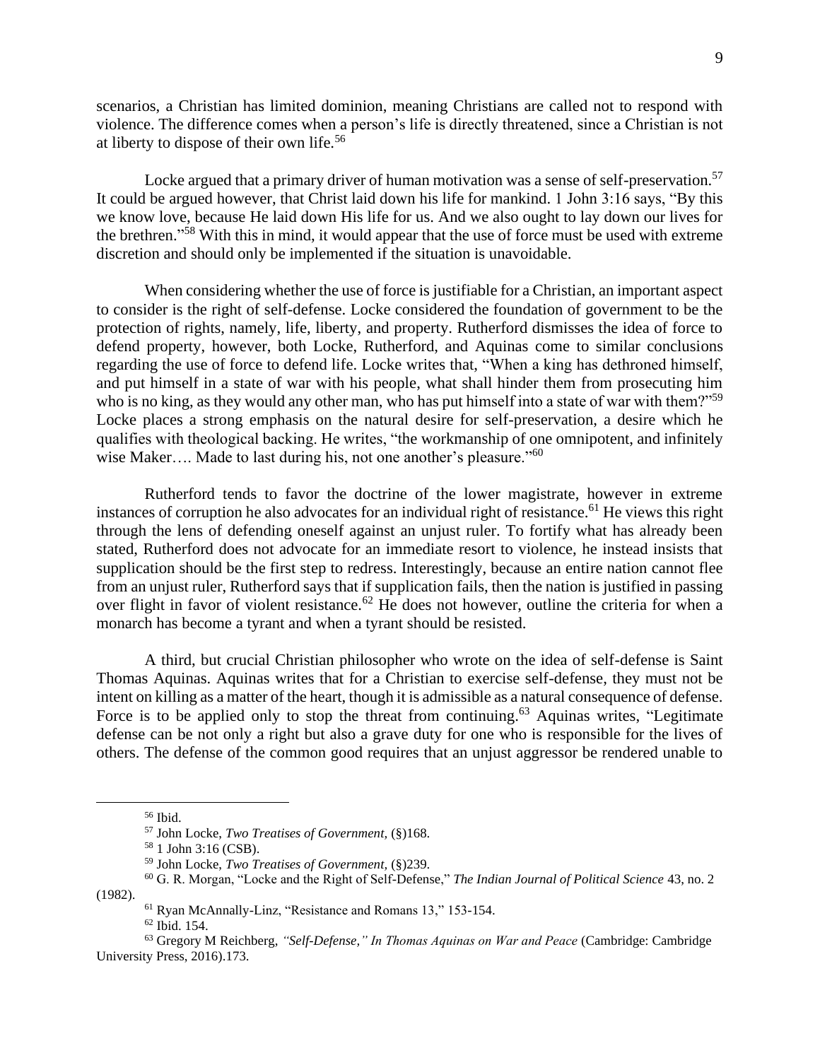scenarios, a Christian has limited dominion, meaning Christians are called not to respond with violence. The difference comes when a person's life is directly threatened, since a Christian is not at liberty to dispose of their own life.[56]

Locke argued that a primary driver of human motivation was a sense of self-preservation.[57] It could be argued however, that Christ laid down his life for mankind. 1 John 3:16 says, "By this we know love, because He laid down His life for us. And we also ought to lay down our lives for the brethren."[58] With this in mind, it would appear that the use of force must be used with extreme discretion and should only be implemented if the situation is unavoidable.

When considering whether the use of force is justifiable for a Christian, an important aspect to consider is the right of self-defense. Locke considered the foundation of government to be the protection of rights, namely, life, liberty, and property. Rutherford dismisses the idea of force to defend property, however, both Locke, Rutherford, and Aquinas come to similar conclusions regarding the use of force to defend life. Locke writes that, "When a king has dethroned himself, and put himself in a state of war with his people, what shall hinder them from prosecuting him who is no king, as they would any other man, who has put himself into a state of war with them?"[59] Locke places a strong emphasis on the natural desire for self-preservation, a desire which he qualifies with theological backing. He writes, "the workmanship of one omnipotent, and infinitely wise Maker…. Made to last during his, not one another's pleasure."[60]

Rutherford tends to favor the doctrine of the lower magistrate, however in extreme instances of corruption he also advocates for an individual right of resistance.[61] He views this right through the lens of defending oneself against an unjust ruler. To fortify what has already been stated, Rutherford does not advocate for an immediate resort to violence, he instead insists that supplication should be the first step to redress. Interestingly, because an entire nation cannot flee from an unjust ruler, Rutherford says that if supplication fails, then the nation is justified in passing over flight in favor of violent resistance.[62] He does not however, outline the criteria for when a monarch has become a tyrant and when a tyrant should be resisted.

A third, but crucial Christian philosopher who wrote on the idea of self-defense is Saint Thomas Aquinas. Aquinas writes that for a Christian to exercise self-defense, they must not be intent on killing as a matter of the heart, though it is admissible as a natural consequence of defense. Force is to be applied only to stop the threat from continuing.[63] Aquinas writes, "Legitimate defense can be not only a right but also a grave duty for one who is responsible for the lives of others. The defense of the common good requires that an unjust aggressor be rendered unable to

---

[56] Ibid.

[57] John Locke, *Two Treatises of Government,* (§)168.

[58] 1 John 3:16 (CSB).

[59] John Locke, *Two Treatises of Government,* (§)239.

[60] G. R. Morgan, "Locke and the Right of Self-Defense," *The Indian Journal of Political Science* 43, no. 2 (1982).

[61] Ryan McAnnally-Linz, "Resistance and Romans 13," 153-154.

[62] Ibid. 154.

[63] Gregory M Reichberg, *"Self-Defense," In Thomas Aquinas on War and Peace* (Cambridge: Cambridge University Press, 2016).173.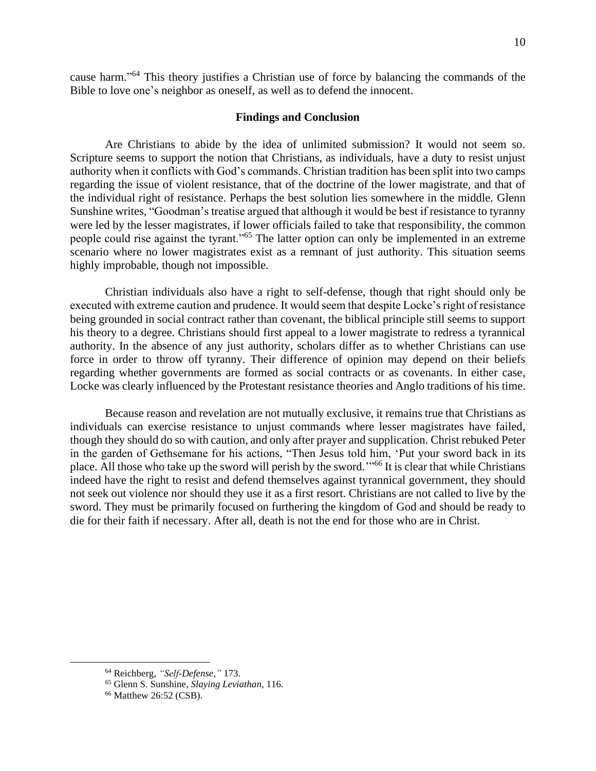cause harm."[64] This theory justifies a Christian use of force by balancing the commands of the Bible to love one's neighbor as oneself, as well as to defend the innocent.

## Findings and Conclusion

Are Christians to abide by the idea of unlimited submission? It would not seem so. Scripture seems to support the notion that Christians, as individuals, have a duty to resist unjust authority when it conflicts with God's commands. Christian tradition has been split into two camps regarding the issue of violent resistance, that of the doctrine of the lower magistrate, and that of the individual right of resistance. Perhaps the best solution lies somewhere in the middle. Glenn Sunshine writes, "Goodman's treatise argued that although it would be best if resistance to tyranny were led by the lesser magistrates, if lower officials failed to take that responsibility, the common people could rise against the tyrant."[65] The latter option can only be implemented in an extreme scenario where no lower magistrates exist as a remnant of just authority. This situation seems highly improbable, though not impossible.

Christian individuals also have a right to self-defense, though that right should only be executed with extreme caution and prudence. It would seem that despite Locke's right of resistance being grounded in social contract rather than covenant, the biblical principle still seems to support his theory to a degree. Christians should first appeal to a lower magistrate to redress a tyrannical authority. In the absence of any just authority, scholars differ as to whether Christians can use force in order to throw off tyranny. Their difference of opinion may depend on their beliefs regarding whether governments are formed as social contracts or as covenants. In either case, Locke was clearly influenced by the Protestant resistance theories and Anglo traditions of his time.

Because reason and revelation are not mutually exclusive, it remains true that Christians as individuals can exercise resistance to unjust commands where lesser magistrates have failed, though they should do so with caution, and only after prayer and supplication. Christ rebuked Peter in the garden of Gethsemane for his actions, "Then Jesus told him, 'Put your sword back in its place. All those who take up the sword will perish by the sword.'"[66] It is clear that while Christians indeed have the right to resist and defend themselves against tyrannical government, they should not seek out violence nor should they use it as a first resort. Christians are not called to live by the sword. They must be primarily focused on furthering the kingdom of God and should be ready to die for their faith if necessary. After all, death is not the end for those who are in Christ.

---

[64] Reichberg, *"Self-Defense,"* 173.

[65] Glenn S. Sunshine, *Slaying Leviathan*, 116.

[66] Matthew 26:52 (CSB).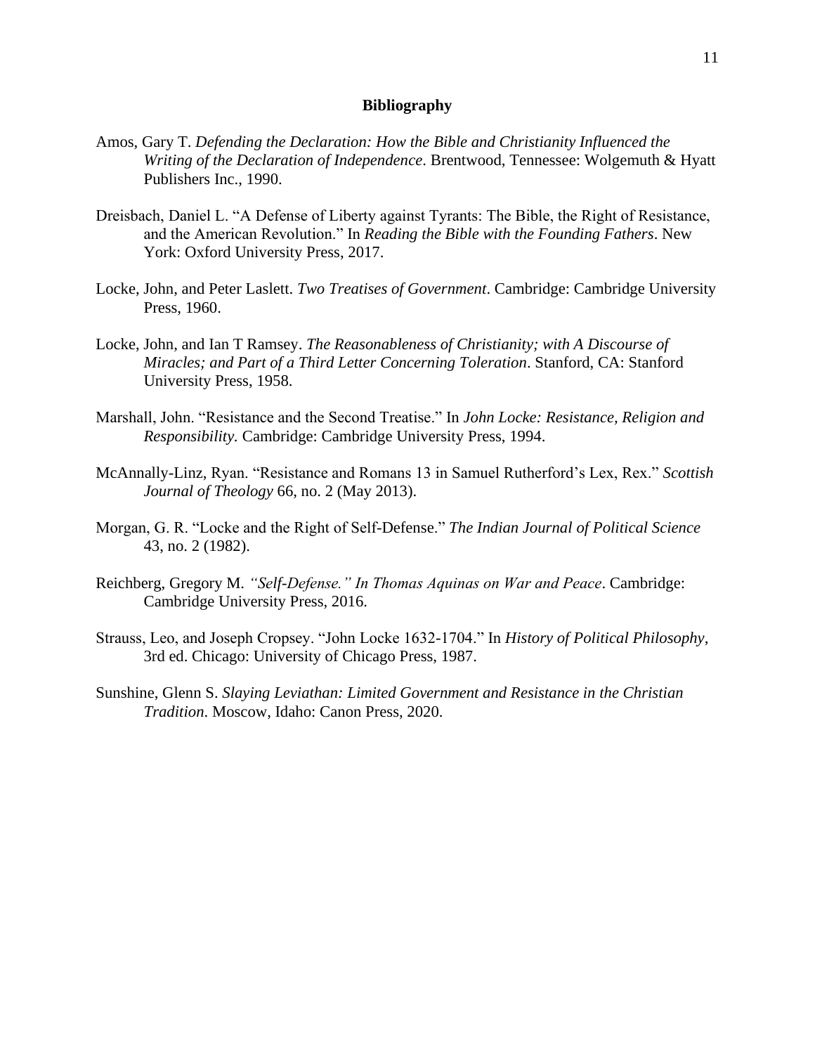## Bibliography

Amos, Gary T. *Defending the Declaration: How the Bible and Christianity Influenced the Writing of the Declaration of Independence*. Brentwood, Tennessee: Wolgemuth & Hyatt Publishers Inc., 1990.

Dreisbach, Daniel L. "A Defense of Liberty against Tyrants: The Bible, the Right of Resistance, and the American Revolution." In *Reading the Bible with the Founding Fathers*. New York: Oxford University Press, 2017.

Locke, John, and Peter Laslett. *Two Treatises of Government*. Cambridge: Cambridge University Press, 1960.

Locke, John, and Ian T Ramsey. *The Reasonableness of Christianity; with A Discourse of Miracles; and Part of a Third Letter Concerning Toleration*. Stanford, CA: Stanford University Press, 1958.

Marshall, John. "Resistance and the Second Treatise." In *John Locke: Resistance, Religion and Responsibility.* Cambridge: Cambridge University Press, 1994.

McAnnally-Linz, Ryan. "Resistance and Romans 13 in Samuel Rutherford's Lex, Rex." *Scottish Journal of Theology* 66, no. 2 (May 2013).

Morgan, G. R. "Locke and the Right of Self-Defense." *The Indian Journal of Political Science* 43, no. 2 (1982).

Reichberg, Gregory M. *"Self-Defense." In Thomas Aquinas on War and Peace*. Cambridge: Cambridge University Press, 2016.

Strauss, Leo, and Joseph Cropsey. "John Locke 1632-1704." In *History of Political Philosophy*, 3rd ed. Chicago: University of Chicago Press, 1987.

Sunshine, Glenn S. *Slaying Leviathan: Limited Government and Resistance in the Christian Tradition*. Moscow, Idaho: Canon Press, 2020.